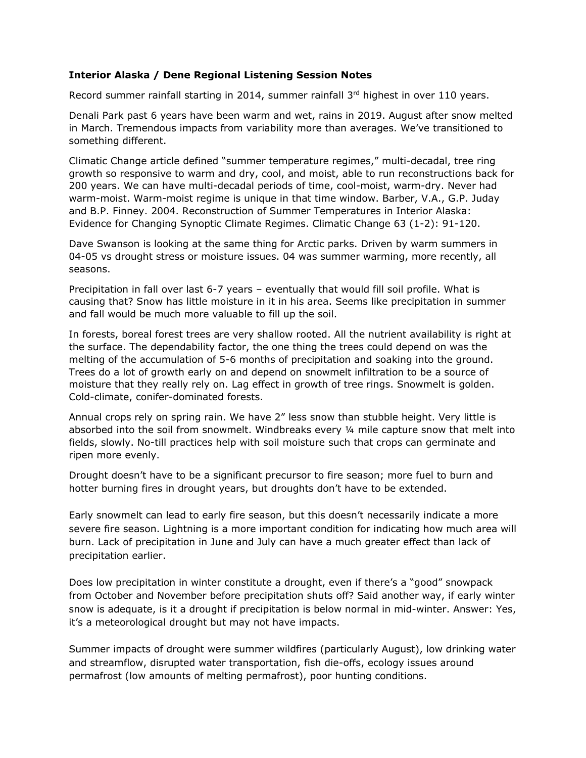**Interior Alaska / Dene Regional Listening Session Notes**

Record summer rainfall starting in 2014, summer rainfall 3rd highest in over 110 years.

Denali Park past 6 years have been warm and wet, rains in 2019. August after snow melted in March. Tremendous impacts from variability more than averages. We've transitioned to something different.

Climatic Change article defined "summer temperature regimes," multi-decadal, tree ring growth so responsive to warm and dry, cool, and moist, able to run reconstructions back for 200 years. We can have multi-decadal periods of time, cool-moist, warm-dry. Never had warm-moist. Warm-moist regime is unique in that time window. Barber, V.A., G.P. Juday and B.P. Finney. 2004. Reconstruction of Summer Temperatures in Interior Alaska: Evidence for Changing Synoptic Climate Regimes. Climatic Change 63 (1-2): 91-120.

Dave Swanson is looking at the same thing for Arctic parks. Driven by warm summers in 04-05 vs drought stress or moisture issues. 04 was summer warming, more recently, all seasons.

Precipitation in fall over last 6-7 years – eventually that would fill soil profile. What is causing that? Snow has little moisture in it in his area. Seems like precipitation in summer and fall would be much more valuable to fill up the soil.

In forests, boreal forest trees are very shallow rooted. All the nutrient availability is right at the surface. The dependability factor, the one thing the trees could depend on was the melting of the accumulation of 5-6 months of precipitation and soaking into the ground. Trees do a lot of growth early on and depend on snowmelt infiltration to be a source of moisture that they really rely on. Lag effect in growth of tree rings. Snowmelt is golden. Cold-climate, conifer-dominated forests.

Annual crops rely on spring rain. We have 2" less snow than stubble height. Very little is absorbed into the soil from snowmelt. Windbreaks every ¼ mile capture snow that melt into fields, slowly. No-till practices help with soil moisture such that crops can germinate and ripen more evenly.

Drought doesn't have to be a significant precursor to fire season; more fuel to burn and hotter burning fires in drought years, but droughts don't have to be extended.

Early snowmelt can lead to early fire season, but this doesn't necessarily indicate a more severe fire season. Lightning is a more important condition for indicating how much area will burn. Lack of precipitation in June and July can have a much greater effect than lack of precipitation earlier.

Does low precipitation in winter constitute a drought, even if there's a "good" snowpack from October and November before precipitation shuts off? Said another way, if early winter snow is adequate, is it a drought if precipitation is below normal in mid-winter. Answer: Yes, it's a meteorological drought but may not have impacts.

Summer impacts of drought were summer wildfires (particularly August), low drinking water and streamflow, disrupted water transportation, fish die-offs, ecology issues around permafrost (low amounts of melting permafrost), poor hunting conditions.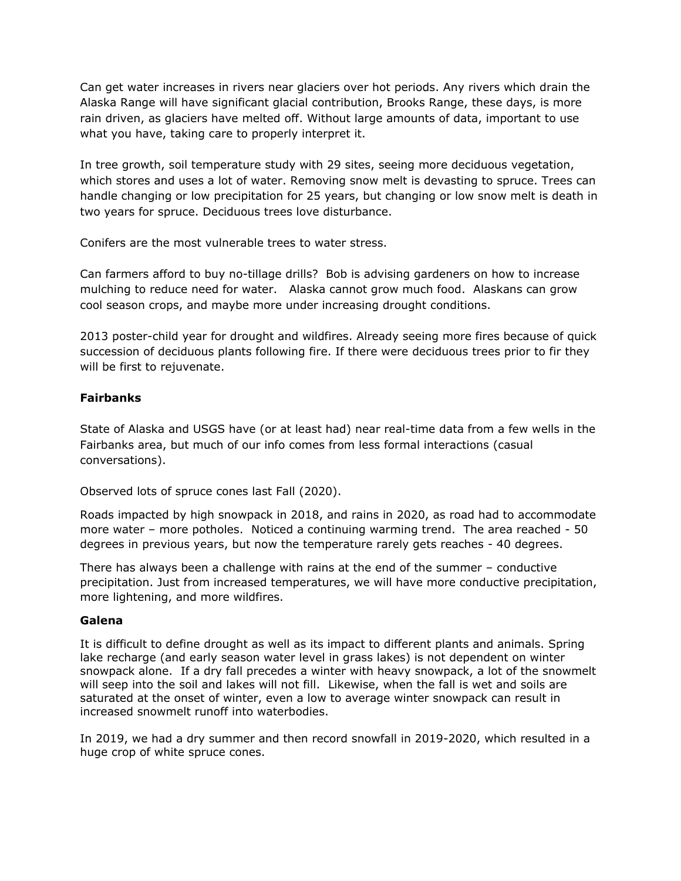Can get water increases in rivers near glaciers over hot periods. Any rivers which drain the Alaska Range will have significant glacial contribution, Brooks Range, these days, is more rain driven, as glaciers have melted off. Without large amounts of data, important to use what you have, taking care to properly interpret it.

In tree growth, soil temperature study with 29 sites, seeing more deciduous vegetation, which stores and uses a lot of water. Removing snow melt is devasting to spruce. Trees can handle changing or low precipitation for 25 years, but changing or low snow melt is death in two years for spruce. Deciduous trees love disturbance.

Conifers are the most vulnerable trees to water stress.

Can farmers afford to buy no-tillage drills? Bob is advising gardeners on how to increase mulching to reduce need for water. Alaska cannot grow much food. Alaskans can grow cool season crops, and maybe more under increasing drought conditions.

2013 poster-child year for drought and wildfires. Already seeing more fires because of quick succession of deciduous plants following fire. If there were deciduous trees prior to fir they will be first to rejuvenate.

**Fairbanks**

State of Alaska and USGS have (or at least had) near real-time data from a few wells in the Fairbanks area, but much of our info comes from less formal interactions (casual conversations).

Observed lots of spruce cones last Fall (2020).

Roads impacted by high snowpack in 2018, and rains in 2020, as road had to accommodate more water – more potholes. Noticed a continuing warming trend. The area reached - 50 degrees in previous years, but now the temperature rarely gets reaches - 40 degrees.

There has always been a challenge with rains at the end of the summer – conductive precipitation. Just from increased temperatures, we will have more conductive precipitation, more lightening, and more wildfires.

**Galena**

It is difficult to define drought as well as its impact to different plants and animals. Spring lake recharge (and early season water level in grass lakes) is not dependent on winter snowpack alone. If a dry fall precedes a winter with heavy snowpack, a lot of the snowmelt will seep into the soil and lakes will not fill. Likewise, when the fall is wet and soils are saturated at the onset of winter, even a low to average winter snowpack can result in increased snowmelt runoff into waterbodies.

In 2019, we had a dry summer and then record snowfall in 2019-2020, which resulted in a huge crop of white spruce cones.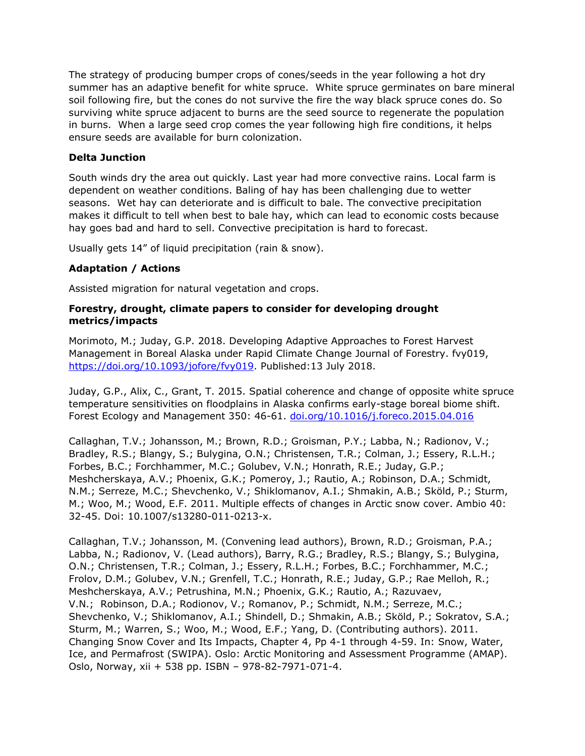The strategy of producing bumper crops of cones/seeds in the year following a hot dry summer has an adaptive benefit for white spruce. White spruce germinates on bare mineral soil following fire, but the cones do not survive the fire the way black spruce cones do. So surviving white spruce adjacent to burns are the seed source to regenerate the population in burns. When a large seed crop comes the year following high fire conditions, it helps ensure seeds are available for burn colonization.

**Delta Junction**

South winds dry the area out quickly. Last year had more convective rains. Local farm is dependent on weather conditions. Baling of hay has been challenging due to wetter seasons. Wet hay can deteriorate and is difficult to bale. The convective precipitation makes it difficult to tell when best to bale hay, which can lead to economic costs because hay goes bad and hard to sell. Convective precipitation is hard to forecast.

Usually gets 14" of liquid precipitation (rain & snow).

**Adaptation / Actions**

Assisted migration for natural vegetation and crops.

**Forestry, drought, climate papers to consider for developing drought metrics/impacts**

Morimoto, M.; Juday, G.P. 2018. Developing Adaptive Approaches to Forest Harvest Management in Boreal Alaska under Rapid Climate Change Journal of Forestry. fvy019, https://doi.org/10.1093/jofore/fvy019. Published:13 July 2018.

Juday, G.P., Alix, C., Grant, T. 2015. Spatial coherence and change of opposite white spruce temperature sensitivities on floodplains in Alaska confirms early-stage boreal biome shift. Forest Ecology and Management 350: 46-61. doi.org/10.1016/j.foreco.2015.04.016

Callaghan, T.V.; Johansson, M.; Brown, R.D.; Groisman, P.Y.; Labba, N.; Radionov, V.; Bradley, R.S.; Blangy, S.; Bulygina, O.N.; Christensen, T.R.; Colman, J.; Essery, R.L.H.; Forbes, B.C.; Forchhammer, M.C.; Golubev, V.N.; Honrath, R.E.; Juday, G.P.; Meshcherskaya, A.V.; Phoenix, G.K.; Pomeroy, J.; Rautio, A.; Robinson, D.A.; Schmidt, N.M.; Serreze, M.C.; Shevchenko, V.; Shiklomanov, A.I.; Shmakin, A.B.; Sköld, P.; Sturm, M.; Woo, M.; Wood, E.F. 2011. Multiple effects of changes in Arctic snow cover. Ambio 40: 32-45. Doi: 10.1007/s13280-011-0213-x.

Callaghan, T.V.; Johansson, M. (Convening lead authors), Brown, R.D.; Groisman, P.A.; Labba, N.; Radionov, V. (Lead authors), Barry, R.G.; Bradley, R.S.; Blangy, S.; Bulygina, O.N.; Christensen, T.R.; Colman, J.; Essery, R.L.H.; Forbes, B.C.; Forchhammer, M.C.; Frolov, D.M.; Golubev, V.N.; Grenfell, T.C.; Honrath, R.E.; Juday, G.P.; Rae Melloh, R.; Meshcherskaya, A.V.; Petrushina, M.N.; Phoenix, G.K.; Rautio, A.; Razuvaev, V.N.; Robinson, D.A.; Rodionov, V.; Romanov, P.; Schmidt, N.M.; Serreze, M.C.; Shevchenko, V.; Shiklomanov, A.I.; Shindell, D.; Shmakin, A.B.; Sköld, P.; Sokratov, S.A.; Sturm, M.; Warren, S.; Woo, M.; Wood, E.F.; Yang, D. (Contributing authors). 2011. Changing Snow Cover and Its Impacts, Chapter 4, Pp 4-1 through 4-59. In: Snow, Water, Ice, and Permafrost (SWIPA). Oslo: Arctic Monitoring and Assessment Programme (AMAP). Oslo, Norway, xii + 538 pp. ISBN – 978-82-7971-071-4.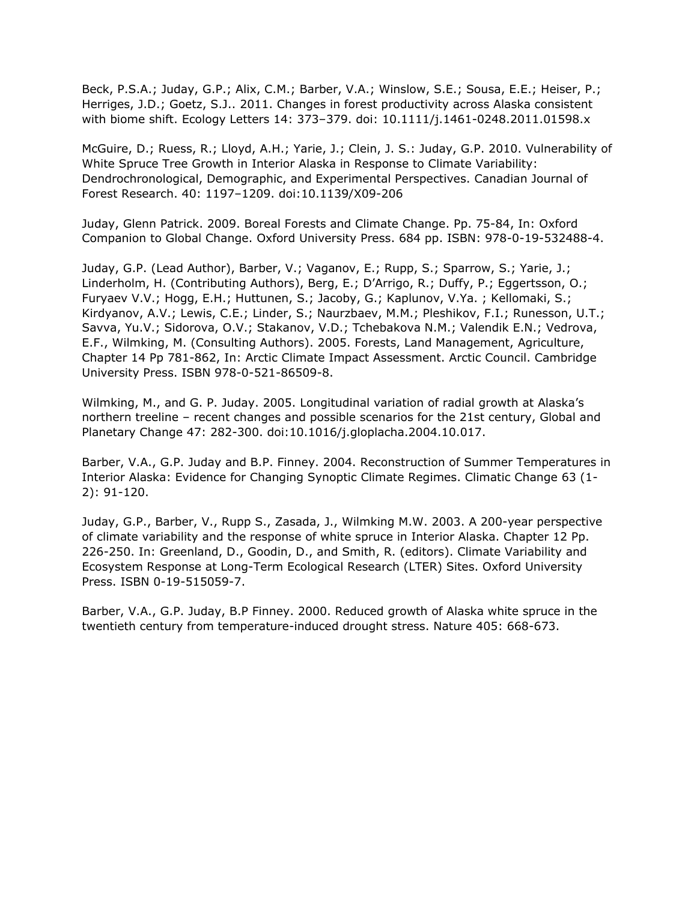Beck, P.S.A.; Juday, G.P.; Alix, C.M.; Barber, V.A.; Winslow, S.E.; Sousa, E.E.; Heiser, P.; Herriges, J.D.; Goetz, S.J.. 2011. Changes in forest productivity across Alaska consistent with biome shift. Ecology Letters 14: 373–379. doi: 10.1111/j.1461-0248.2011.01598.x

McGuire, D.; Ruess, R.; Lloyd, A.H.; Yarie, J.; Clein, J. S.: Juday, G.P. 2010. Vulnerability of White Spruce Tree Growth in Interior Alaska in Response to Climate Variability: Dendrochronological, Demographic, and Experimental Perspectives. Canadian Journal of Forest Research. 40: 1197–1209. doi:10.1139/X09-206

Juday, Glenn Patrick. 2009. Boreal Forests and Climate Change. Pp. 75-84, In: Oxford Companion to Global Change. Oxford University Press. 684 pp. ISBN: 978-0-19-532488-4.

Juday, G.P. (Lead Author), Barber, V.; Vaganov, E.; Rupp, S.; Sparrow, S.; Yarie, J.; Linderholm, H. (Contributing Authors), Berg, E.; D'Arrigo, R.; Duffy, P.; Eggertsson, O.; Furyaev V.V.; Hogg, E.H.; Huttunen, S.; Jacoby, G.; Kaplunov, V.Ya. ; Kellomaki, S.; Kirdyanov, A.V.; Lewis, C.E.; Linder, S.; Naurzbaev, M.M.; Pleshikov, F.I.; Runesson, U.T.; Savva, Yu.V.; Sidorova, O.V.; Stakanov, V.D.; Tchebakova N.M.; Valendik E.N.; Vedrova, E.F., Wilmking, M. (Consulting Authors). 2005. Forests, Land Management, Agriculture, Chapter 14 Pp 781-862, In: Arctic Climate Impact Assessment. Arctic Council. Cambridge University Press. ISBN 978-0-521-86509-8.

Wilmking, M., and G. P. Juday. 2005. Longitudinal variation of radial growth at Alaska's northern treeline – recent changes and possible scenarios for the 21st century, Global and Planetary Change 47: 282-300. doi:10.1016/j.gloplacha.2004.10.017.

Barber, V.A., G.P. Juday and B.P. Finney. 2004. Reconstruction of Summer Temperatures in Interior Alaska: Evidence for Changing Synoptic Climate Regimes. Climatic Change 63 (1-2): 91-120.

Juday, G.P., Barber, V., Rupp S., Zasada, J., Wilmking M.W. 2003. A 200-year perspective of climate variability and the response of white spruce in Interior Alaska. Chapter 12 Pp. 226-250. In: Greenland, D., Goodin, D., and Smith, R. (editors). Climate Variability and Ecosystem Response at Long-Term Ecological Research (LTER) Sites. Oxford University Press. ISBN 0-19-515059-7.

Barber, V.A., G.P. Juday, B.P Finney. 2000. Reduced growth of Alaska white spruce in the twentieth century from temperature-induced drought stress. Nature 405: 668-673.